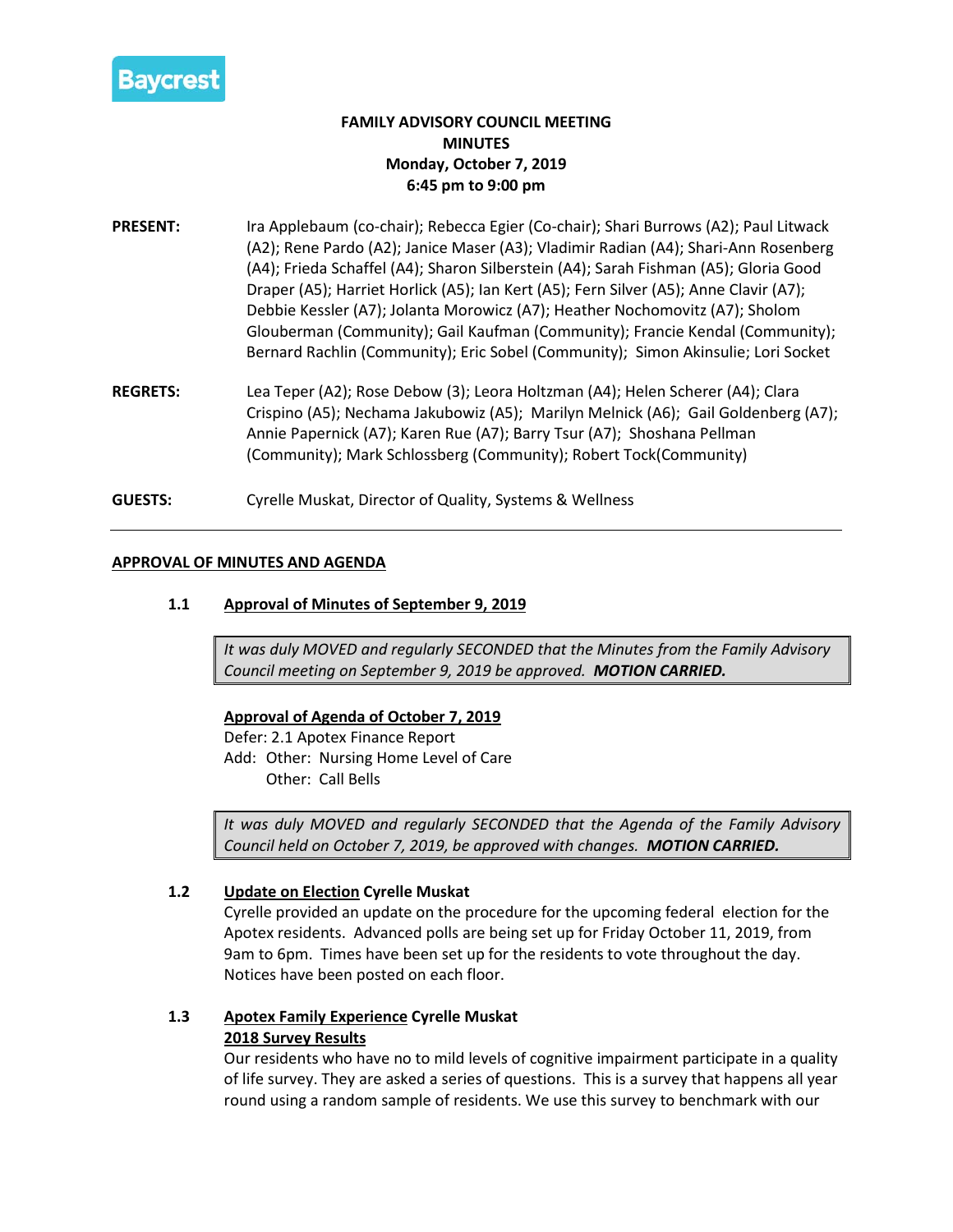Baycrest

**FAMILY ADVISORY COUNCIL MEETING**
**MINUTES**
**Monday, October 7, 2019**
**6:45 pm to 9:00 pm**

**PRESENT:** Ira Applebaum (co-chair); Rebecca Egier (Co-chair); Shari Burrows (A2); Paul Litwack (A2); Rene Pardo (A2); Janice Maser (A3); Vladimir Radian (A4); Shari-Ann Rosenberg (A4); Frieda Schaffel (A4); Sharon Silberstein (A4); Sarah Fishman (A5); Gloria Good Draper (A5); Harriet Horlick (A5); Ian Kert (A5); Fern Silver (A5); Anne Clavir (A7); Debbie Kessler (A7); Jolanta Morowicz (A7); Heather Nochomovitz (A7); Sholom Glouberman (Community); Gail Kaufman (Community); Francie Kendal (Community); Bernard Rachlin (Community); Eric Sobel (Community); Simon Akinsulie; Lori Socket

**REGRETS:** Lea Teper (A2); Rose Debow (3); Leora Holtzman (A4); Helen Scherer (A4); Clara Crispino (A5); Nechama Jakubowiz (A5); Marilyn Melnick (A6); Gail Goldenberg (A7); Annie Papernick (A7); Karen Rue (A7); Barry Tsur (A7); Shoshana Pellman (Community); Mark Schlossberg (Community); Robert Tock(Community)

**GUESTS:** Cyrelle Muskat, Director of Quality, Systems & Wellness

---

## APPROVAL OF MINUTES AND AGENDA

### 1.1 Approval of Minutes of September 9, 2019

*It was duly MOVED and regularly SECONDED that the Minutes from the Family Advisory Council meeting on September 9, 2019 be approved.* ***MOTION CARRIED.***

**Approval of Agenda of October 7, 2019**

Defer: 2.1 Apotex Finance Report
Add: Other: Nursing Home Level of Care
Other: Call Bells

*It was duly MOVED and regularly SECONDED that the Agenda of the Family Advisory Council held on October 7, 2019, be approved with changes.* ***MOTION CARRIED.***

### 1.2 Update on Election Cyrelle Muskat

Cyrelle provided an update on the procedure for the upcoming federal election for the Apotex residents. Advanced polls are being set up for Friday October 11, 2019, from 9am to 6pm. Times have been set up for the residents to vote throughout the day. Notices have been posted on each floor.

### 1.3 Apotex Family Experience Cyrelle Muskat

**2018 Survey Results**

Our residents who have no to mild levels of cognitive impairment participate in a quality of life survey. They are asked a series of questions. This is a survey that happens all year round using a random sample of residents. We use this survey to benchmark with our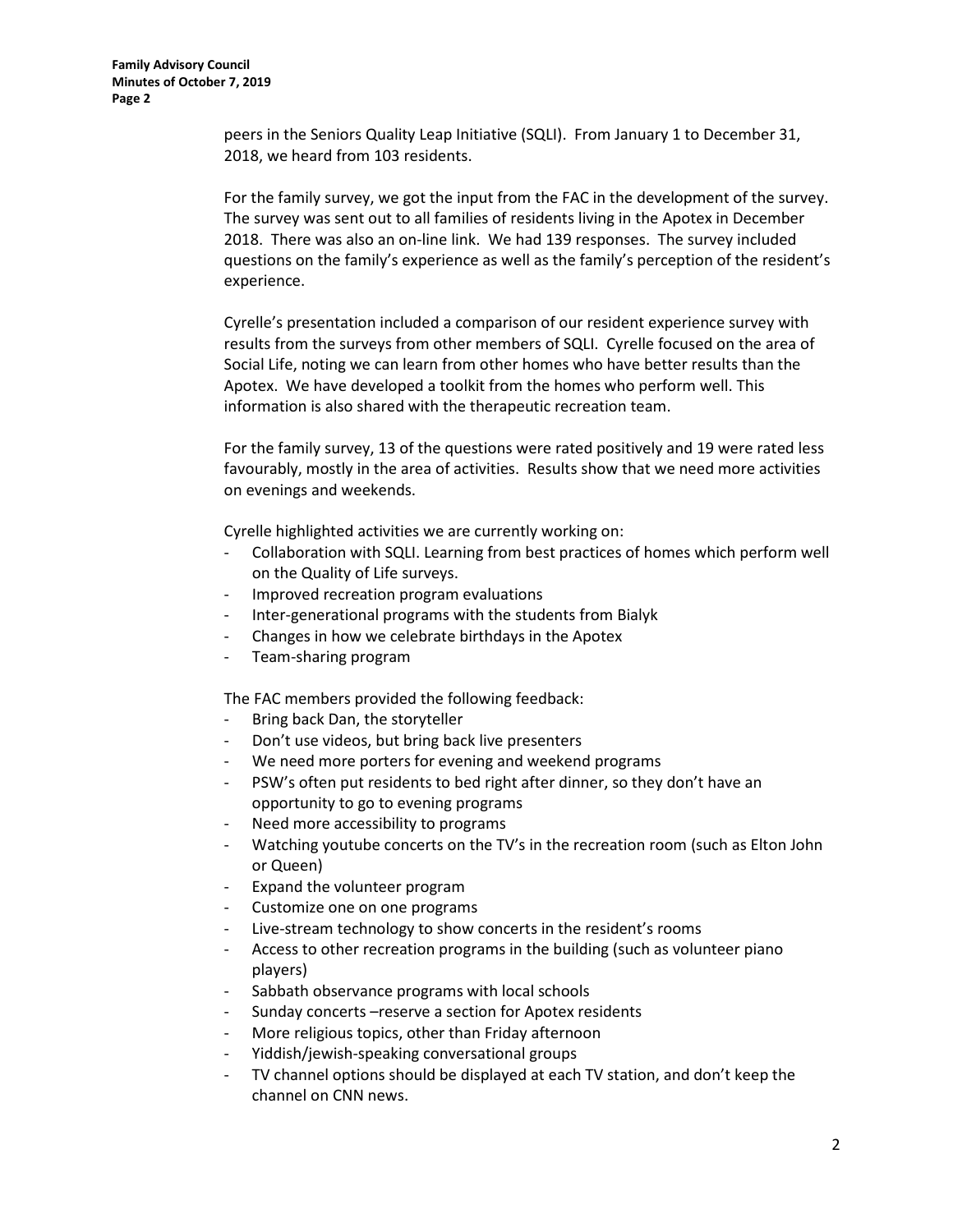peers in the Seniors Quality Leap Initiative (SQLI). From January 1 to December 31, 2018, we heard from 103 residents.

For the family survey, we got the input from the FAC in the development of the survey. The survey was sent out to all families of residents living in the Apotex in December 2018. There was also an on-line link. We had 139 responses. The survey included questions on the family's experience as well as the family's perception of the resident's experience.

Cyrelle's presentation included a comparison of our resident experience survey with results from the surveys from other members of SQLI. Cyrelle focused on the area of Social Life, noting we can learn from other homes who have better results than the Apotex. We have developed a toolkit from the homes who perform well. This information is also shared with the therapeutic recreation team.

For the family survey, 13 of the questions were rated positively and 19 were rated less favourably, mostly in the area of activities. Results show that we need more activities on evenings and weekends.

Cyrelle highlighted activities we are currently working on:

- Collaboration with SQLI. Learning from best practices of homes which perform well on the Quality of Life surveys.
- Improved recreation program evaluations
- Inter-generational programs with the students from Bialyk
- Changes in how we celebrate birthdays in the Apotex
- Team-sharing program

The FAC members provided the following feedback:

- Bring back Dan, the storyteller
- Don't use videos, but bring back live presenters
- We need more porters for evening and weekend programs
- PSW's often put residents to bed right after dinner, so they don't have an opportunity to go to evening programs
- Need more accessibility to programs
- Watching youtube concerts on the TV's in the recreation room (such as Elton John or Queen)
- Expand the volunteer program
- Customize one on one programs
- Live-stream technology to show concerts in the resident's rooms
- Access to other recreation programs in the building (such as volunteer piano players)
- Sabbath observance programs with local schools
- Sunday concerts –reserve a section for Apotex residents
- More religious topics, other than Friday afternoon
- Yiddish/jewish-speaking conversational groups
- TV channel options should be displayed at each TV station, and don't keep the channel on CNN news.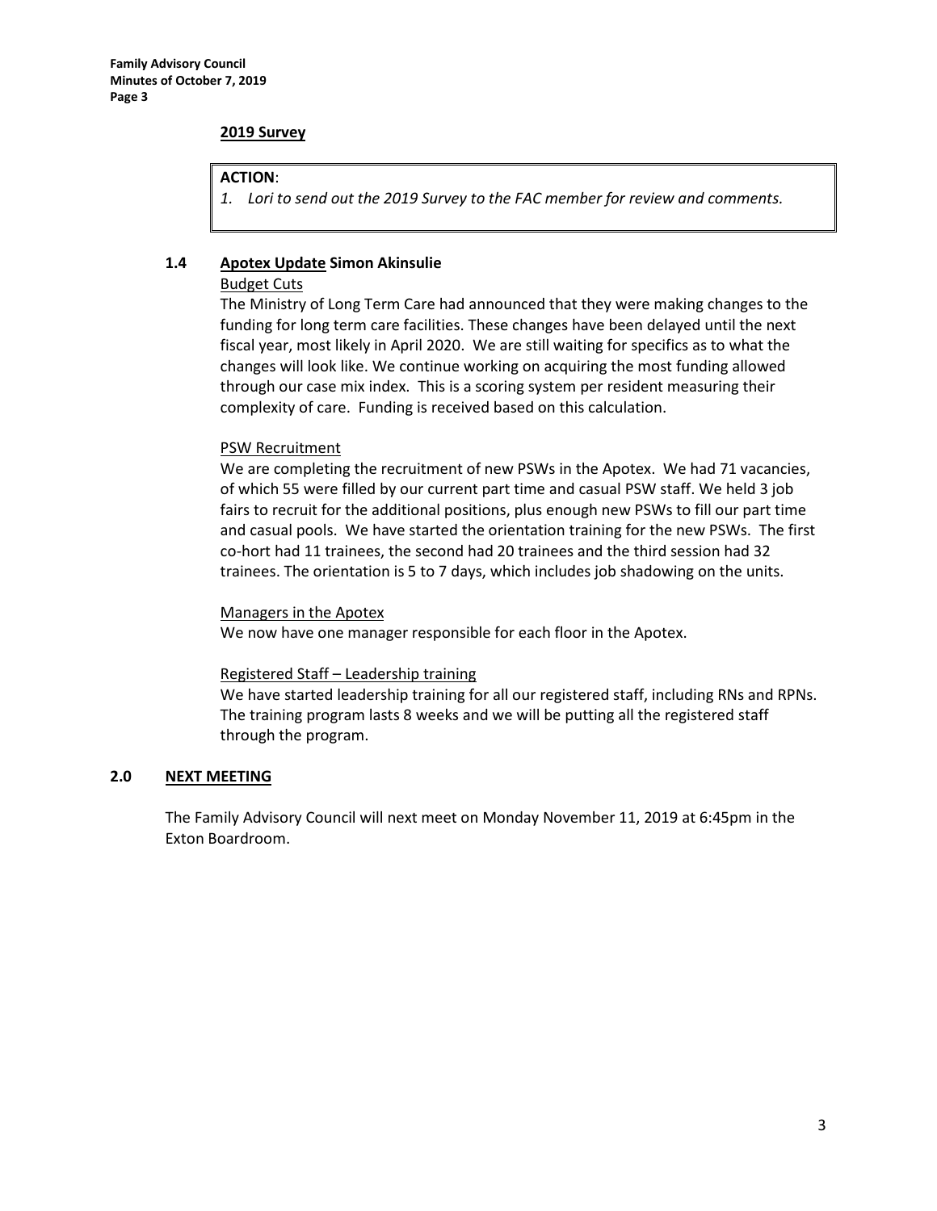**2019 Survey**

> **ACTION**:
>
> 1. *Lori to send out the 2019 Survey to the FAC member for review and comments.*

### 1.4 Apotex Update Simon Akinsulie

Budget Cuts

The Ministry of Long Term Care had announced that they were making changes to the funding for long term care facilities. These changes have been delayed until the next fiscal year, most likely in April 2020. We are still waiting for specifics as to what the changes will look like. We continue working on acquiring the most funding allowed through our case mix index. This is a scoring system per resident measuring their complexity of care. Funding is received based on this calculation.

PSW Recruitment

We are completing the recruitment of new PSWs in the Apotex. We had 71 vacancies, of which 55 were filled by our current part time and casual PSW staff. We held 3 job fairs to recruit for the additional positions, plus enough new PSWs to fill our part time and casual pools. We have started the orientation training for the new PSWs. The first co-hort had 11 trainees, the second had 20 trainees and the third session had 32 trainees. The orientation is 5 to 7 days, which includes job shadowing on the units.

Managers in the Apotex

We now have one manager responsible for each floor in the Apotex.

Registered Staff – Leadership training

We have started leadership training for all our registered staff, including RNs and RPNs. The training program lasts 8 weeks and we will be putting all the registered staff through the program.

## 2.0 NEXT MEETING

The Family Advisory Council will next meet on Monday November 11, 2019 at 6:45pm in the Exton Boardroom.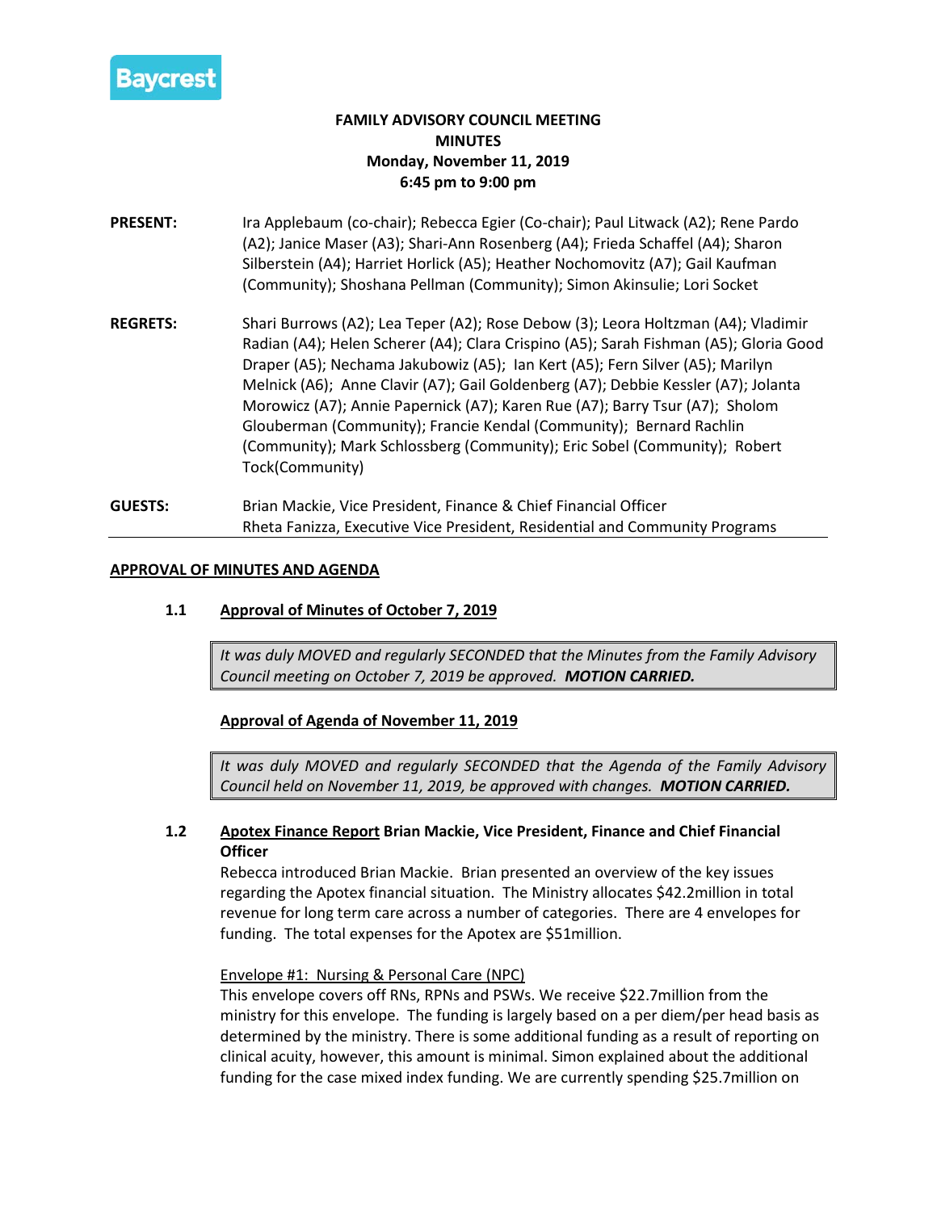**Baycrest**

# FAMILY ADVISORY COUNCIL MEETING
## MINUTES
**Monday, November 11, 2019**
**6:45 pm to 9:00 pm**

**PRESENT:** Ira Applebaum (co-chair); Rebecca Egier (Co-chair); Paul Litwack (A2); Rene Pardo (A2); Janice Maser (A3); Shari-Ann Rosenberg (A4); Frieda Schaffel (A4); Sharon Silberstein (A4); Harriet Horlick (A5); Heather Nochomovitz (A7); Gail Kaufman (Community); Shoshana Pellman (Community); Simon Akinsulie; Lori Socket

**REGRETS:** Shari Burrows (A2); Lea Teper (A2); Rose Debow (3); Leora Holtzman (A4); Vladimir Radian (A4); Helen Scherer (A4); Clara Crispino (A5); Sarah Fishman (A5); Gloria Good Draper (A5); Nechama Jakubowiz (A5); Ian Kert (A5); Fern Silver (A5); Marilyn Melnick (A6); Anne Clavir (A7); Gail Goldenberg (A7); Debbie Kessler (A7); Jolanta Morowicz (A7); Annie Papernick (A7); Karen Rue (A7); Barry Tsur (A7); Sholom Glouberman (Community); Francie Kendal (Community); Bernard Rachlin (Community); Mark Schlossberg (Community); Eric Sobel (Community); Robert Tock(Community)

**GUESTS:** Brian Mackie, Vice President, Finance & Chief Financial Officer
Rheta Fanizza, Executive Vice President, Residential and Community Programs

---

**APPROVAL OF MINUTES AND AGENDA**

**1.1 Approval of Minutes of October 7, 2019**

> *It was duly MOVED and regularly SECONDED that the Minutes from the Family Advisory Council meeting on October 7, 2019 be approved.* ***MOTION CARRIED.***

**Approval of Agenda of November 11, 2019**

> *It was duly MOVED and regularly SECONDED that the Agenda of the Family Advisory Council held on November 11, 2019, be approved with changes.* ***MOTION CARRIED.***

**1.2 Apotex Finance Report Brian Mackie, Vice President, Finance and Chief Financial Officer**

Rebecca introduced Brian Mackie. Brian presented an overview of the key issues regarding the Apotex financial situation. The Ministry allocates $42.2million in total revenue for long term care across a number of categories. There are 4 envelopes for funding. The total expenses for the Apotex are $51million.

Envelope #1: Nursing & Personal Care (NPC)

This envelope covers off RNs, RPNs and PSWs. We receive $22.7million from the ministry for this envelope. The funding is largely based on a per diem/per head basis as determined by the ministry. There is some additional funding as a result of reporting on clinical acuity, however, this amount is minimal. Simon explained about the additional funding for the case mixed index funding. We are currently spending $25.7million on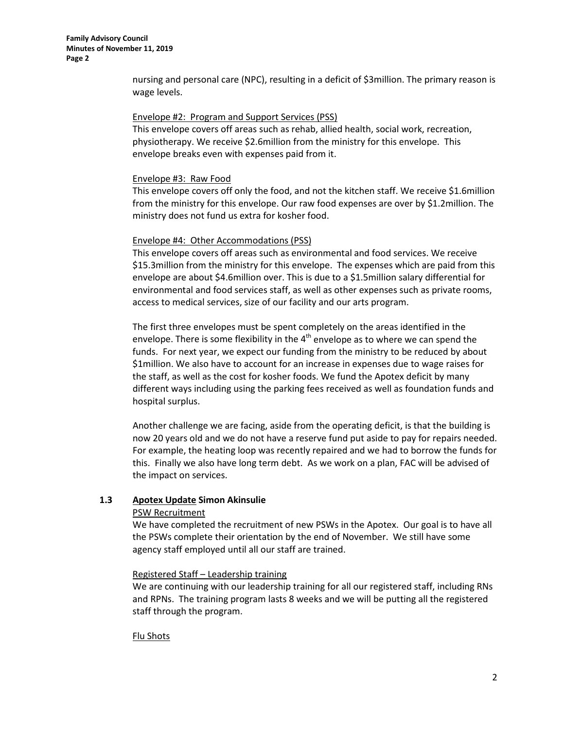nursing and personal care (NPC), resulting in a deficit of $3million. The primary reason is wage levels.

Envelope #2: Program and Support Services (PSS)

This envelope covers off areas such as rehab, allied health, social work, recreation, physiotherapy. We receive $2.6million from the ministry for this envelope. This envelope breaks even with expenses paid from it.

Envelope #3: Raw Food

This envelope covers off only the food, and not the kitchen staff. We receive $1.6million from the ministry for this envelope. Our raw food expenses are over by $1.2million. The ministry does not fund us extra for kosher food.

Envelope #4: Other Accommodations (PSS)

This envelope covers off areas such as environmental and food services. We receive $15.3million from the ministry for this envelope. The expenses which are paid from this envelope are about $4.6million over. This is due to a $1.5million salary differential for environmental and food services staff, as well as other expenses such as private rooms, access to medical services, size of our facility and our arts program.

The first three envelopes must be spent completely on the areas identified in the envelope. There is some flexibility in the 4th envelope as to where we can spend the funds. For next year, we expect our funding from the ministry to be reduced by about $1million. We also have to account for an increase in expenses due to wage raises for the staff, as well as the cost for kosher foods. We fund the Apotex deficit by many different ways including using the parking fees received as well as foundation funds and hospital surplus.

Another challenge we are facing, aside from the operating deficit, is that the building is now 20 years old and we do not have a reserve fund put aside to pay for repairs needed. For example, the heating loop was recently repaired and we had to borrow the funds for this. Finally we also have long term debt. As we work on a plan, FAC will be advised of the impact on services.

**1.3 Apotex Update Simon Akinsulie**

PSW Recruitment

We have completed the recruitment of new PSWs in the Apotex. Our goal is to have all the PSWs complete their orientation by the end of November. We still have some agency staff employed until all our staff are trained.

Registered Staff – Leadership training

We are continuing with our leadership training for all our registered staff, including RNs and RPNs. The training program lasts 8 weeks and we will be putting all the registered staff through the program.

Flu Shots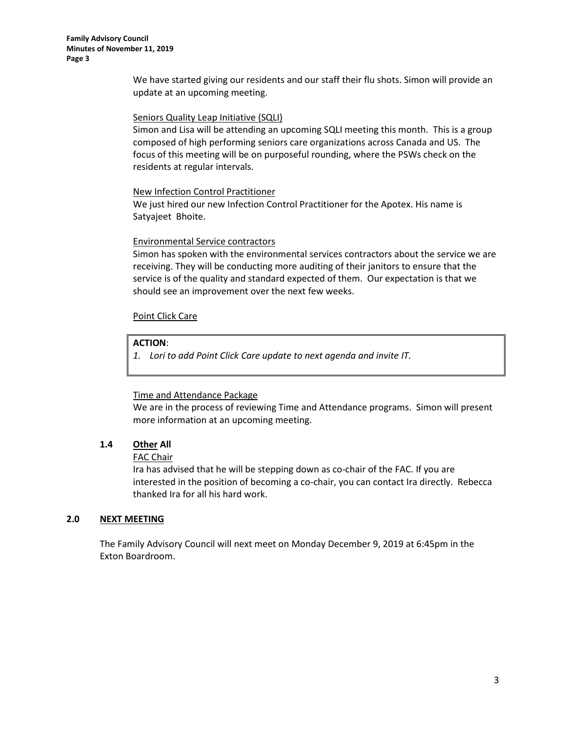We have started giving our residents and our staff their flu shots. Simon will provide an update at an upcoming meeting.

Seniors Quality Leap Initiative (SQLI)

Simon and Lisa will be attending an upcoming SQLI meeting this month. This is a group composed of high performing seniors care organizations across Canada and US. The focus of this meeting will be on purposeful rounding, where the PSWs check on the residents at regular intervals.

New Infection Control Practitioner

We just hired our new Infection Control Practitioner for the Apotex. His name is Satyajeet Bhoite.

Environmental Service contractors

Simon has spoken with the environmental services contractors about the service we are receiving. They will be conducting more auditing of their janitors to ensure that the service is of the quality and standard expected of them. Our expectation is that we should see an improvement over the next few weeks.

Point Click Care

**ACTION**:

1. *Lori to add Point Click Care update to next agenda and invite IT.*

Time and Attendance Package

We are in the process of reviewing Time and Attendance programs. Simon will present more information at an upcoming meeting.

### 1.4 Other All

FAC Chair

Ira has advised that he will be stepping down as co-chair of the FAC. If you are interested in the position of becoming a co-chair, you can contact Ira directly. Rebecca thanked Ira for all his hard work.

## 2.0 NEXT MEETING

The Family Advisory Council will next meet on Monday December 9, 2019 at 6:45pm in the Exton Boardroom.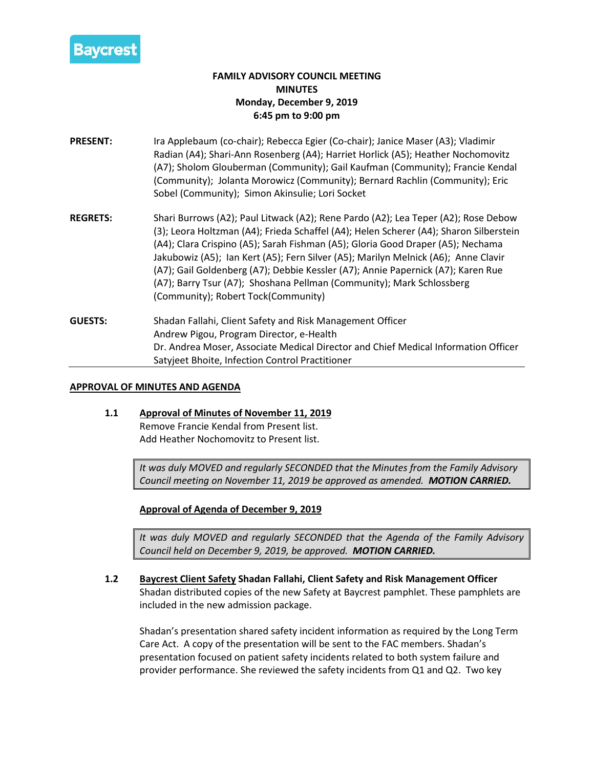# FAMILY ADVISORY COUNCIL MEETING
## MINUTES
### Monday, December 9, 2019
### 6:45 pm to 9:00 pm

**PRESENT:** Ira Applebaum (co-chair); Rebecca Egier (Co-chair); Janice Maser (A3); Vladimir Radian (A4); Shari-Ann Rosenberg (A4); Harriet Horlick (A5); Heather Nochomovitz (A7); Sholom Glouberman (Community); Gail Kaufman (Community); Francie Kendal (Community); Jolanta Morowicz (Community); Bernard Rachlin (Community); Eric Sobel (Community); Simon Akinsulie; Lori Socket

**REGRETS:** Shari Burrows (A2); Paul Litwack (A2); Rene Pardo (A2); Lea Teper (A2); Rose Debow (3); Leora Holtzman (A4); Frieda Schaffel (A4); Helen Scherer (A4); Sharon Silberstein (A4); Clara Crispino (A5); Sarah Fishman (A5); Gloria Good Draper (A5); Nechama Jakubowiz (A5); Ian Kert (A5); Fern Silver (A5); Marilyn Melnick (A6); Anne Clavir (A7); Gail Goldenberg (A7); Debbie Kessler (A7); Annie Papernick (A7); Karen Rue (A7); Barry Tsur (A7); Shoshana Pellman (Community); Mark Schlossberg (Community); Robert Tock(Community)

**GUESTS:** Shadan Fallahi, Client Safety and Risk Management Officer
Andrew Pigou, Program Director, e-Health
Dr. Andrea Moser, Associate Medical Director and Chief Medical Information Officer
Satyjeet Bhoite, Infection Control Practitioner

---

**APPROVAL OF MINUTES AND AGENDA**

**1.1 Approval of Minutes of November 11, 2019**

Remove Francie Kendal from Present list.
Add Heather Nochomovitz to Present list.

> *It was duly MOVED and regularly SECONDED that the Minutes from the Family Advisory Council meeting on November 11, 2019 be approved as amended.* ***MOTION CARRIED.***

**Approval of Agenda of December 9, 2019**

> *It was duly MOVED and regularly SECONDED that the Agenda of the Family Advisory Council held on December 9, 2019, be approved.* ***MOTION CARRIED.***

**1.2 Baycrest Client Safety Shadan Fallahi, Client Safety and Risk Management Officer**

Shadan distributed copies of the new Safety at Baycrest pamphlet. These pamphlets are included in the new admission package.

Shadan's presentation shared safety incident information as required by the Long Term Care Act. A copy of the presentation will be sent to the FAC members. Shadan's presentation focused on patient safety incidents related to both system failure and provider performance. She reviewed the safety incidents from Q1 and Q2. Two key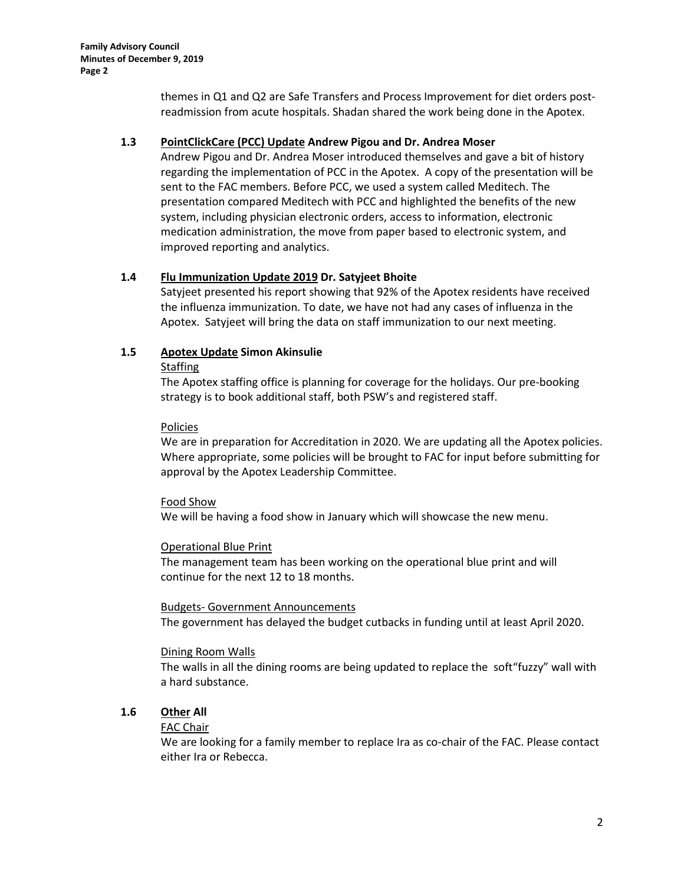themes in Q1 and Q2 are Safe Transfers and Process Improvement for diet orders post-readmission from acute hospitals. Shadan shared the work being done in the Apotex.

**1.3 PointClickCare (PCC) Update Andrew Pigou and Dr. Andrea Moser**

Andrew Pigou and Dr. Andrea Moser introduced themselves and gave a bit of history regarding the implementation of PCC in the Apotex. A copy of the presentation will be sent to the FAC members. Before PCC, we used a system called Meditech. The presentation compared Meditech with PCC and highlighted the benefits of the new system, including physician electronic orders, access to information, electronic medication administration, the move from paper based to electronic system, and improved reporting and analytics.

**1.4 Flu Immunization Update 2019 Dr. Satyjeet Bhoite**

Satyjeet presented his report showing that 92% of the Apotex residents have received the influenza immunization. To date, we have not had any cases of influenza in the Apotex. Satyjeet will bring the data on staff immunization to our next meeting.

**1.5 Apotex Update Simon Akinsulie**

Staffing

The Apotex staffing office is planning for coverage for the holidays. Our pre-booking strategy is to book additional staff, both PSW's and registered staff.

Policies

We are in preparation for Accreditation in 2020. We are updating all the Apotex policies. Where appropriate, some policies will be brought to FAC for input before submitting for approval by the Apotex Leadership Committee.

Food Show

We will be having a food show in January which will showcase the new menu.

Operational Blue Print

The management team has been working on the operational blue print and will continue for the next 12 to 18 months.

Budgets- Government Announcements

The government has delayed the budget cutbacks in funding until at least April 2020.

Dining Room Walls

The walls in all the dining rooms are being updated to replace the soft"fuzzy" wall with a hard substance.

**1.6 Other All**

FAC Chair

We are looking for a family member to replace Ira as co-chair of the FAC. Please contact either Ira or Rebecca.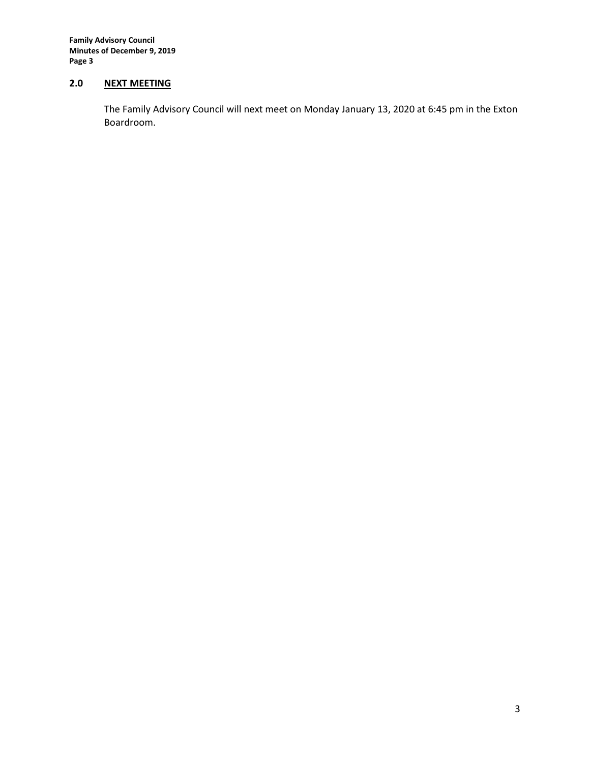## 2.0 NEXT MEETING

The Family Advisory Council will next meet on Monday January 13, 2020 at 6:45 pm in the Exton Boardroom.